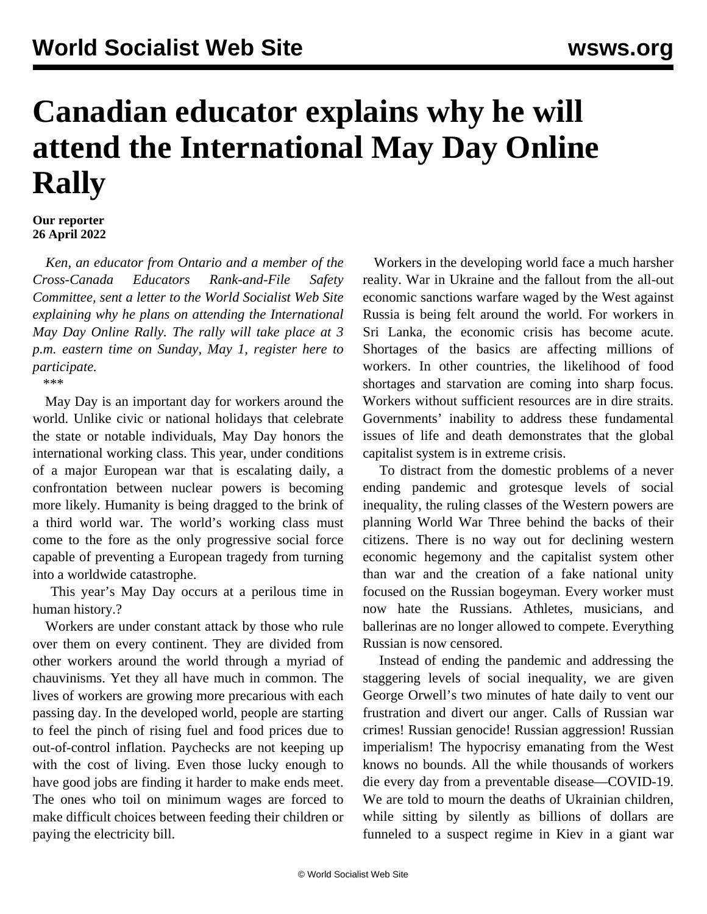# Canadian educator explains why he will attend the International May Day Online Rally

**Our reporter**
**26 April 2022**

*Ken, an educator from Ontario and a member of the Cross-Canada Educators Rank-and-File Safety Committee, sent a letter to the World Socialist Web Site explaining why he plans on attending the International May Day Online Rally. The rally will take place at 3 p.m. eastern time on Sunday, May 1, register here to participate.*

\*\*\*

May Day is an important day for workers around the world. Unlike civic or national holidays that celebrate the state or notable individuals, May Day honors the international working class. This year, under conditions of a major European war that is escalating daily, a confrontation between nuclear powers is becoming more likely. Humanity is being dragged to the brink of a third world war. The world's working class must come to the fore as the only progressive social force capable of preventing a European tragedy from turning into a worldwide catastrophe.

This year's May Day occurs at a perilous time in human history.?

Workers are under constant attack by those who rule over them on every continent. They are divided from other workers around the world through a myriad of chauvinisms. Yet they all have much in common. The lives of workers are growing more precarious with each passing day. In the developed world, people are starting to feel the pinch of rising fuel and food prices due to out-of-control inflation. Paychecks are not keeping up with the cost of living. Even those lucky enough to have good jobs are finding it harder to make ends meet. The ones who toil on minimum wages are forced to make difficult choices between feeding their children or paying the electricity bill.

Workers in the developing world face a much harsher reality. War in Ukraine and the fallout from the all-out economic sanctions warfare waged by the West against Russia is being felt around the world. For workers in Sri Lanka, the economic crisis has become acute. Shortages of the basics are affecting millions of workers. In other countries, the likelihood of food shortages and starvation are coming into sharp focus. Workers without sufficient resources are in dire straits. Governments' inability to address these fundamental issues of life and death demonstrates that the global capitalist system is in extreme crisis.

To distract from the domestic problems of a never ending pandemic and grotesque levels of social inequality, the ruling classes of the Western powers are planning World War Three behind the backs of their citizens. There is no way out for declining western economic hegemony and the capitalist system other than war and the creation of a fake national unity focused on the Russian bogeyman. Every worker must now hate the Russians. Athletes, musicians, and ballerinas are no longer allowed to compete. Everything Russian is now censored.

Instead of ending the pandemic and addressing the staggering levels of social inequality, we are given George Orwell's two minutes of hate daily to vent our frustration and divert our anger. Calls of Russian war crimes! Russian genocide! Russian aggression! Russian imperialism! The hypocrisy emanating from the West knows no bounds. All the while thousands of workers die every day from a preventable disease—COVID-19. We are told to mourn the deaths of Ukrainian children, while sitting by silently as billions of dollars are funneled to a suspect regime in Kiev in a giant war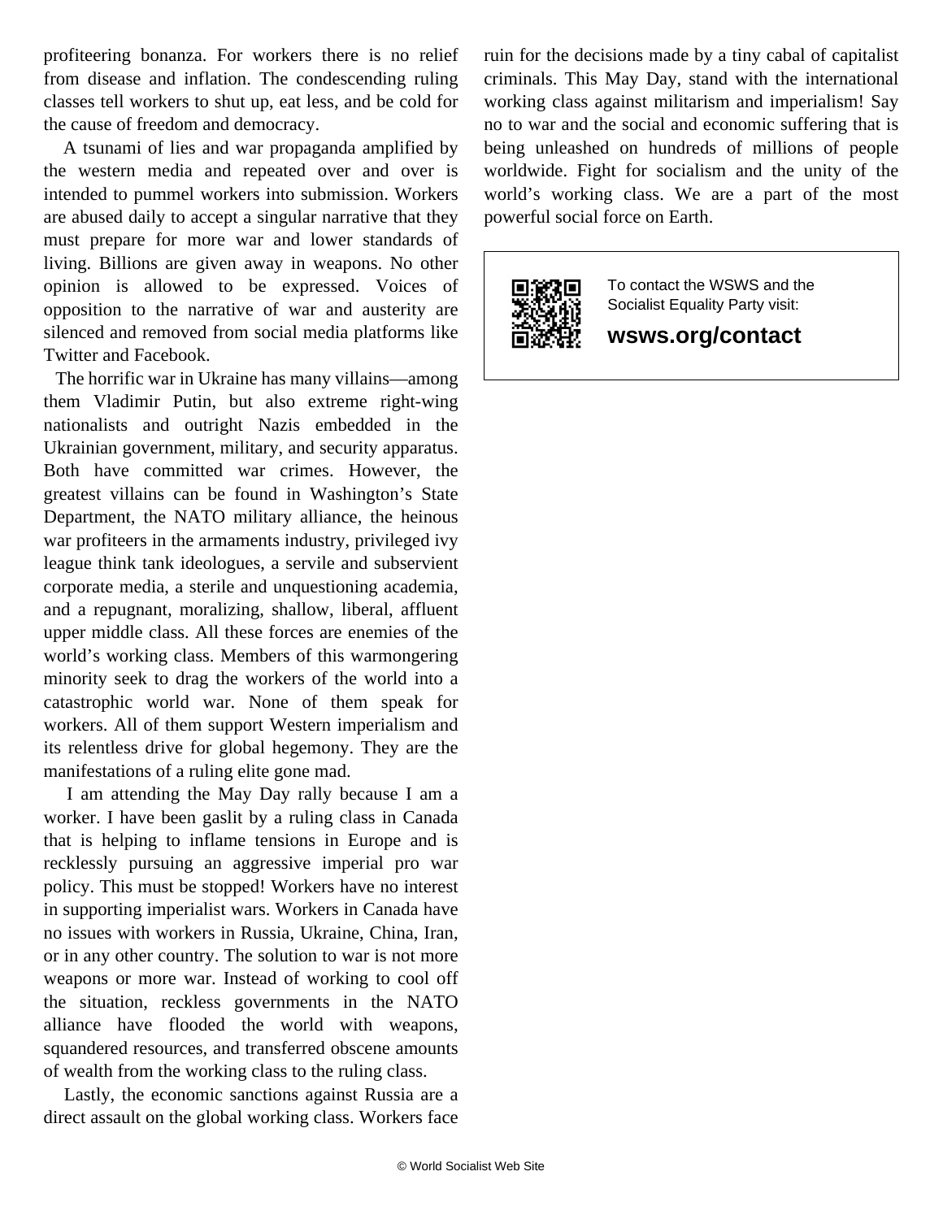profiteering bonanza. For workers there is no relief from disease and inflation. The condescending ruling classes tell workers to shut up, eat less, and be cold for the cause of freedom and democracy.

A tsunami of lies and war propaganda amplified by the western media and repeated over and over is intended to pummel workers into submission. Workers are abused daily to accept a singular narrative that they must prepare for more war and lower standards of living. Billions are given away in weapons. No other opinion is allowed to be expressed. Voices of opposition to the narrative of war and austerity are silenced and removed from social media platforms like Twitter and Facebook.

The horrific war in Ukraine has many villains—among them Vladimir Putin, but also extreme right-wing nationalists and outright Nazis embedded in the Ukrainian government, military, and security apparatus. Both have committed war crimes. However, the greatest villains can be found in Washington's State Department, the NATO military alliance, the heinous war profiteers in the armaments industry, privileged ivy league think tank ideologues, a servile and subservient corporate media, a sterile and unquestioning academia, and a repugnant, moralizing, shallow, liberal, affluent upper middle class. All these forces are enemies of the world's working class. Members of this warmongering minority seek to drag the workers of the world into a catastrophic world war. None of them speak for workers. All of them support Western imperialism and its relentless drive for global hegemony. They are the manifestations of a ruling elite gone mad.

I am attending the May Day rally because I am a worker. I have been gaslit by a ruling class in Canada that is helping to inflame tensions in Europe and is recklessly pursuing an aggressive imperial pro war policy. This must be stopped! Workers have no interest in supporting imperialist wars. Workers in Canada have no issues with workers in Russia, Ukraine, China, Iran, or in any other country. The solution to war is not more weapons or more war. Instead of working to cool off the situation, reckless governments in the NATO alliance have flooded the world with weapons, squandered resources, and transferred obscene amounts of wealth from the working class to the ruling class.

Lastly, the economic sanctions against Russia are a direct assault on the global working class. Workers face ruin for the decisions made by a tiny cabal of capitalist criminals. This May Day, stand with the international working class against militarism and imperialism! Say no to war and the social and economic suffering that is being unleashed on hundreds of millions of people worldwide. Fight for socialism and the unity of the world's working class. We are a part of the most powerful social force on Earth.

To contact the WSWS and the Socialist Equality Party visit:

**wsws.org/contact**